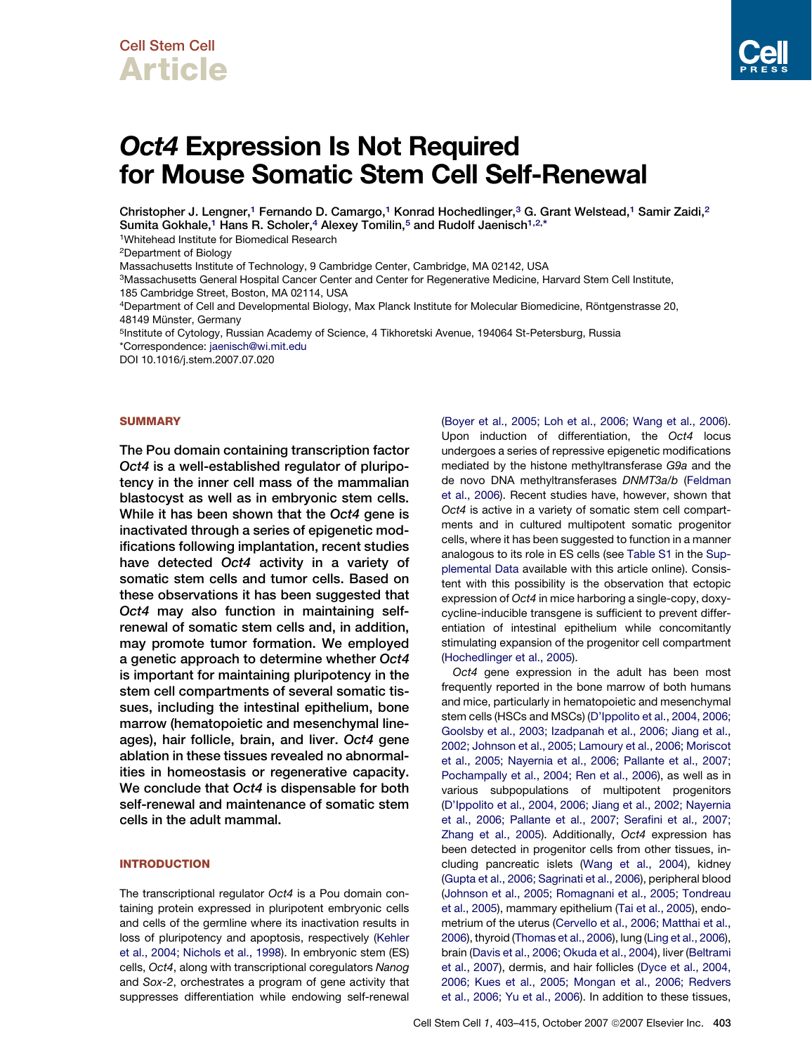Cell Stem Cell

# Article

# *Oct4* Expression Is Not Required for Mouse Somatic Stem Cell Self-Renewal

Christopher J. Lengner,[1] Fernando D. Camargo,[1] Konrad Hochedlinger,[3] G. Grant Welstead,[1] Samir Zaidi,[2] Sumita Gokhale,[1] Hans R. Scholer,[4] Alexey Tomilin,[5] and Rudolf Jaenisch[1,2,*]

[1]Whitehead Institute for Biomedical Research

[2]Department of Biology

Massachusetts Institute of Technology, 9 Cambridge Center, Cambridge, MA 02142, USA

[3]Massachusetts General Hospital Cancer Center and Center for Regenerative Medicine, Harvard Stem Cell Institute, 185 Cambridge Street, Boston, MA 02114, USA

[4]Department of Cell and Developmental Biology, Max Planck Institute for Molecular Biomedicine, Röntgenstrasse 20, 48149 Münster, Germany

[5]Institute of Cytology, Russian Academy of Science, 4 Tikhoretski Avenue, 194064 St-Petersburg, Russia

*Correspondence: jaenisch@wi.mit.edu

DOI 10.1016/j.stem.2007.07.020

## SUMMARY

**The Pou domain containing transcription factor *Oct4* is a well-established regulator of pluripotency in the inner cell mass of the mammalian blastocyst as well as in embryonic stem cells. While it has been shown that the *Oct4* gene is inactivated through a series of epigenetic modifications following implantation, recent studies have detected *Oct4* activity in a variety of somatic stem cells and tumor cells. Based on these observations it has been suggested that *Oct4* may also function in maintaining self-renewal of somatic stem cells and, in addition, may promote tumor formation. We employed a genetic approach to determine whether *Oct4* is important for maintaining pluripotency in the stem cell compartments of several somatic tissues, including the intestinal epithelium, bone marrow (hematopoietic and mesenchymal lineages), hair follicle, brain, and liver. *Oct4* gene ablation in these tissues revealed no abnormalities in homeostasis or regenerative capacity. We conclude that *Oct4* is dispensable for both self-renewal and maintenance of somatic stem cells in the adult mammal.**

## INTRODUCTION

The transcriptional regulator *Oct4* is a Pou domain containing protein expressed in pluripotent embryonic cells and cells of the germline where its inactivation results in loss of pluripotency and apoptosis, respectively (Kehler et al., 2004; Nichols et al., 1998). In embryonic stem (ES) cells, *Oct4*, along with transcriptional coregulators *Nanog* and *Sox-2*, orchestrates a program of gene activity that suppresses differentiation while endowing self-renewal (Boyer et al., 2005; Loh et al., 2006; Wang et al., 2006). Upon induction of differentiation, the *Oct4* locus undergoes a series of repressive epigenetic modifications mediated by the histone methyltransferase *G9a* and the de novo DNA methyltransferases *DNMT3a/b* (Feldman et al., 2006). Recent studies have, however, shown that *Oct4* is active in a variety of somatic stem cell compartments and in cultured multipotent somatic progenitor cells, where it has been suggested to function in a manner analogous to its role in ES cells (see Table S1 in the Supplemental Data available with this article online). Consistent with this possibility is the observation that ectopic expression of *Oct4* in mice harboring a single-copy, doxycycline-inducible transgene is sufficient to prevent differentiation of intestinal epithelium while concomitantly stimulating expansion of the progenitor cell compartment (Hochedlinger et al., 2005).

*Oct4* gene expression in the adult has been most frequently reported in the bone marrow of both humans and mice, particularly in hematopoietic and mesenchymal stem cells (HSCs and MSCs) (D'Ippolito et al., 2004, 2006; Goolsby et al., 2003; Izadpanah et al., 2006; Jiang et al., 2002; Johnson et al., 2005; Lamoury et al., 2006; Moriscot et al., 2005; Nayernia et al., 2006; Pallante et al., 2007; Pochampally et al., 2004; Ren et al., 2006), as well as in various subpopulations of multipotent progenitors (D'Ippolito et al., 2004, 2006; Jiang et al., 2002; Nayernia et al., 2006; Pallante et al., 2007; Serafini et al., 2007; Zhang et al., 2005). Additionally, *Oct4* expression has been detected in progenitor cells from other tissues, including pancreatic islets (Wang et al., 2004), kidney (Gupta et al., 2006; Sagrinati et al., 2006), peripheral blood (Johnson et al., 2005; Romagnani et al., 2005; Tondreau et al., 2005), mammary epithelium (Tai et al., 2005), endometrium of the uterus (Cervello et al., 2006; Matthai et al., 2006), thyroid (Thomas et al., 2006), lung (Ling et al., 2006), brain (Davis et al., 2006; Okuda et al., 2004), liver (Beltrami et al., 2007), dermis, and hair follicles (Dyce et al., 2004, 2006; Kues et al., 2005; Mongan et al., 2006; Redvers et al., 2006; Yu et al., 2006). In addition to these tissues,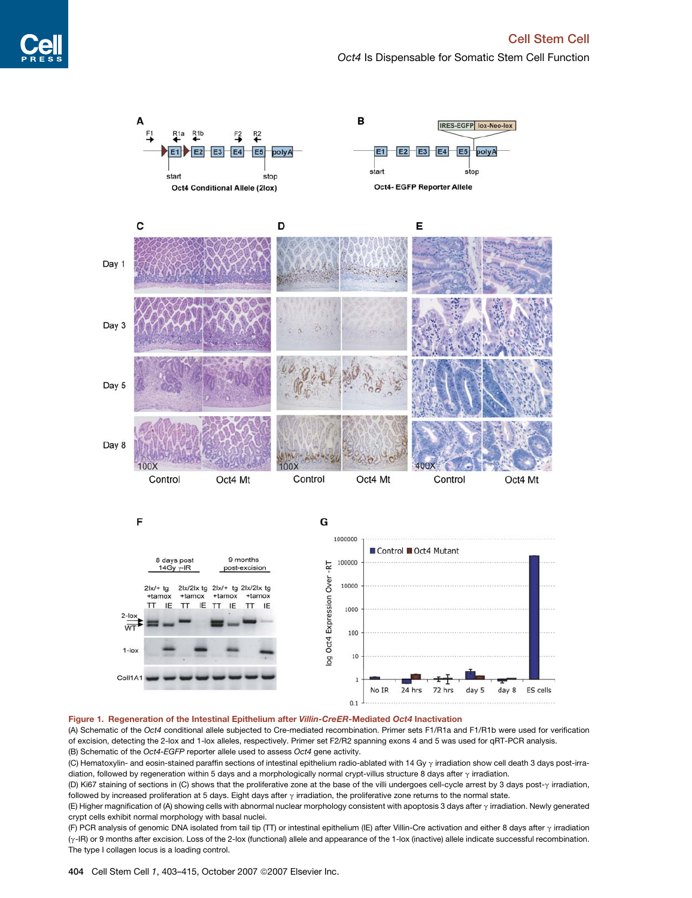**Figure 1. Regeneration of the Intestinal Epithelium after *Villin-CreER*-Mediated *Oct4* Inactivation**

(A) Schematic of the *Oct4* conditional allele subjected to Cre-mediated recombination. Primer sets F1/R1a and F1/R1b were used for verification of excision, detecting the 2-lox and 1-lox alleles, respectively. Primer set F2/R2 spanning exons 4 and 5 was used for qRT-PCR analysis.

(B) Schematic of the *Oct4-EGFP* reporter allele used to assess *Oct4* gene activity.

(C) Hematoxylin- and eosin-stained paraffin sections of intestinal epithelium radio-ablated with 14 Gy γ irradiation show cell death 3 days post-irradiation, followed by regeneration within 5 days and a morphologically normal crypt-villus structure 8 days after γ irradiation.

(D) Ki67 staining of sections in (C) shows that the proliferative zone at the base of the villi undergoes cell-cycle arrest by 3 days post-γ irradiation, followed by increased proliferation at 5 days. Eight days after γ irradiation, the proliferative zone returns to the normal state.

(E) Higher magnification of (A) showing cells with abnormal nuclear morphology consistent with apoptosis 3 days after γ irradiation. Newly generated crypt cells exhibit normal morphology with basal nuclei.

(F) PCR analysis of genomic DNA isolated from tail tip (TT) or intestinal epithelium (IE) after Villin-Cre activation and either 8 days after γ irradiation (γ-IR) or 9 months after excision. Loss of the 2-lox (functional) allele and appearance of the 1-lox (inactive) allele indicate successful recombination. The type I collagen locus is a loading control.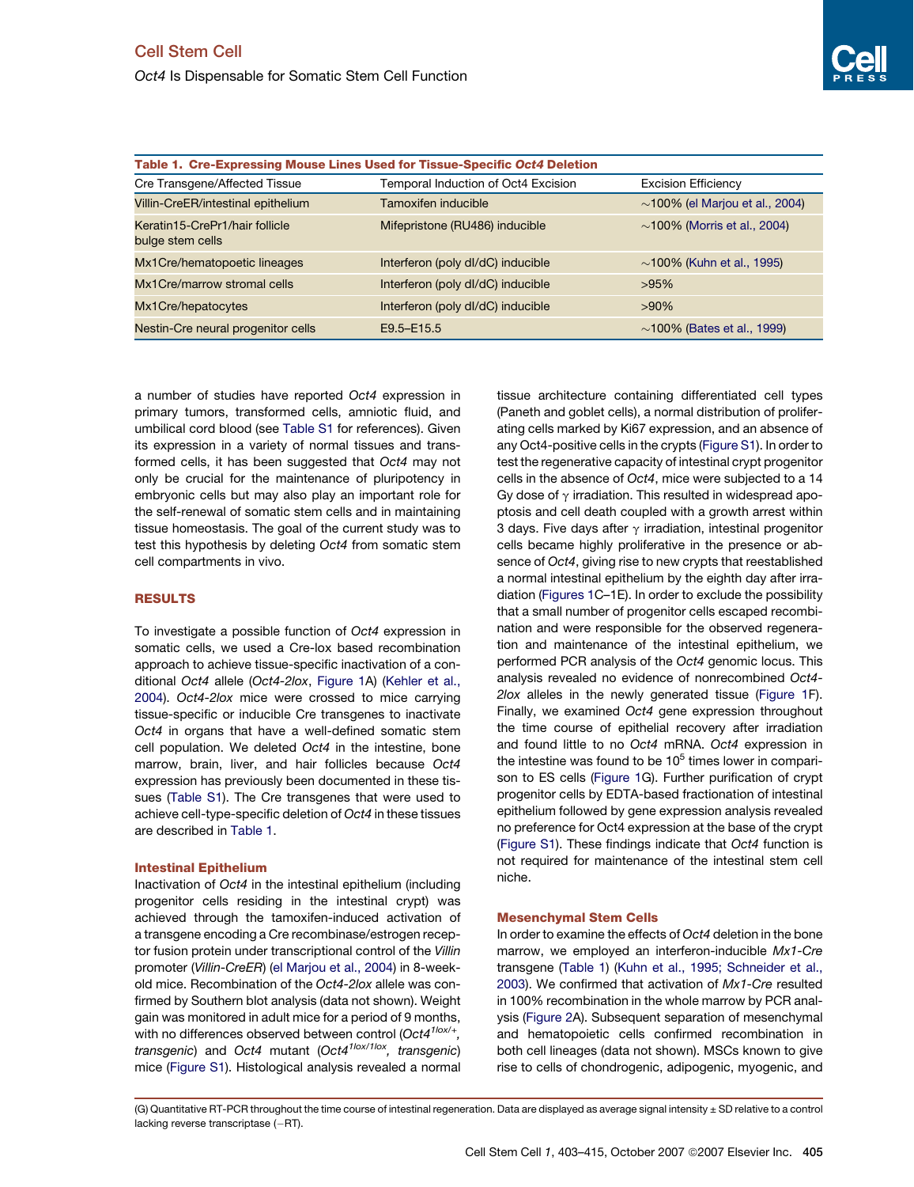**Table 1. Cre-Expressing Mouse Lines Used for Tissue-Specific *Oct4* Deletion**

| Cre Transgene/Affected Tissue | Temporal Induction of Oct4 Excision | Excision Efficiency |
|---|---|---|
| Villin-CreER/intestinal epithelium | Tamoxifen inducible | ~100% (el Marjou et al., 2004) |
| Keratin15-CrePr1/hair follicle bulge stem cells | Mifepristone (RU486) inducible | ~100% (Morris et al., 2004) |
| Mx1Cre/hematopoetic lineages | Interferon (poly dI/dC) inducible | ~100% (Kuhn et al., 1995) |
| Mx1Cre/marrow stromal cells | Interferon (poly dI/dC) inducible | >95% |
| Mx1Cre/hepatocytes | Interferon (poly dI/dC) inducible | >90% |
| Nestin-Cre neural progenitor cells | E9.5–E15.5 | ~100% (Bates et al., 1999) |

a number of studies have reported *Oct4* expression in primary tumors, transformed cells, amniotic fluid, and umbilical cord blood (see Table S1 for references). Given its expression in a variety of normal tissues and transformed cells, it has been suggested that *Oct4* may not only be crucial for the maintenance of pluripotency in embryonic cells but may also play an important role for the self-renewal of somatic stem cells and in maintaining tissue homeostasis. The goal of the current study was to test this hypothesis by deleting *Oct4* from somatic stem cell compartments in vivo.

## RESULTS

To investigate a possible function of *Oct4* expression in somatic cells, we used a Cre-lox based recombination approach to achieve tissue-specific inactivation of a conditional *Oct4* allele (*Oct4-2lox*, Figure 1A) (Kehler et al., 2004). *Oct4-2lox* mice were crossed to mice carrying tissue-specific or inducible Cre transgenes to inactivate *Oct4* in organs that have a well-defined somatic stem cell population. We deleted *Oct4* in the intestine, bone marrow, brain, liver, and hair follicles because *Oct4* expression has previously been documented in these tissues (Table S1). The Cre transgenes that were used to achieve cell-type-specific deletion of *Oct4* in these tissues are described in Table 1.

### Intestinal Epithelium

Inactivation of *Oct4* in the intestinal epithelium (including progenitor cells residing in the intestinal crypt) was achieved through the tamoxifen-induced activation of a transgene encoding a Cre recombinase/estrogen receptor fusion protein under transcriptional control of the *Villin* promoter (*Villin-CreER*) (el Marjou et al., 2004) in 8-week-old mice. Recombination of the *Oct4-2lox* allele was confirmed by Southern blot analysis (data not shown). Weight gain was monitored in adult mice for a period of 9 months, with no differences observed between control (*Oct4*$^{1lox/+}$*, transgenic*) and *Oct4* mutant (*Oct4*$^{1lox/1lox}$*, transgenic*) mice (Figure S1). Histological analysis revealed a normal tissue architecture containing differentiated cell types (Paneth and goblet cells), a normal distribution of proliferating cells marked by Ki67 expression, and an absence of any Oct4-positive cells in the crypts (Figure S1). In order to test the regenerative capacity of intestinal crypt progenitor cells in the absence of *Oct4*, mice were subjected to a 14 Gy dose of $\gamma$ irradiation. This resulted in widespread apoptosis and cell death coupled with a growth arrest within 3 days. Five days after $\gamma$ irradiation, intestinal progenitor cells became highly proliferative in the presence or absence of *Oct4*, giving rise to new crypts that reestablished a normal intestinal epithelium by the eighth day after irradiation (Figures 1C–1E). In order to exclude the possibility that a small number of progenitor cells escaped recombination and were responsible for the observed regeneration and maintenance of the intestinal epithelium, we performed PCR analysis of the *Oct4* genomic locus. This analysis revealed no evidence of nonrecombined *Oct4-2lox* alleles in the newly generated tissue (Figure 1F). Finally, we examined *Oct4* gene expression throughout the time course of epithelial recovery after irradiation and found little to no *Oct4* mRNA. *Oct4* expression in the intestine was found to be $10^5$ times lower in comparison to ES cells (Figure 1G). Further purification of crypt progenitor cells by EDTA-based fractionation of intestinal epithelium followed by gene expression analysis revealed no preference for Oct4 expression at the base of the crypt (Figure S1). These findings indicate that *Oct4* function is not required for maintenance of the intestinal stem cell niche.

### Mesenchymal Stem Cells

In order to examine the effects of *Oct4* deletion in the bone marrow, we employed an interferon-inducible *Mx1-Cre* transgene (Table 1) (Kuhn et al., 1995; Schneider et al., 2003). We confirmed that activation of *Mx1-Cre* resulted in 100% recombination in the whole marrow by PCR analysis (Figure 2A). Subsequent separation of mesenchymal and hematopoietic cells confirmed recombination in both cell lineages (data not shown). MSCs known to give rise to cells of chondrogenic, adipogenic, myogenic, and

(G) Quantitative RT-PCR throughout the time course of intestinal regeneration. Data are displayed as average signal intensity ± SD relative to a control lacking reverse transcriptase (−RT).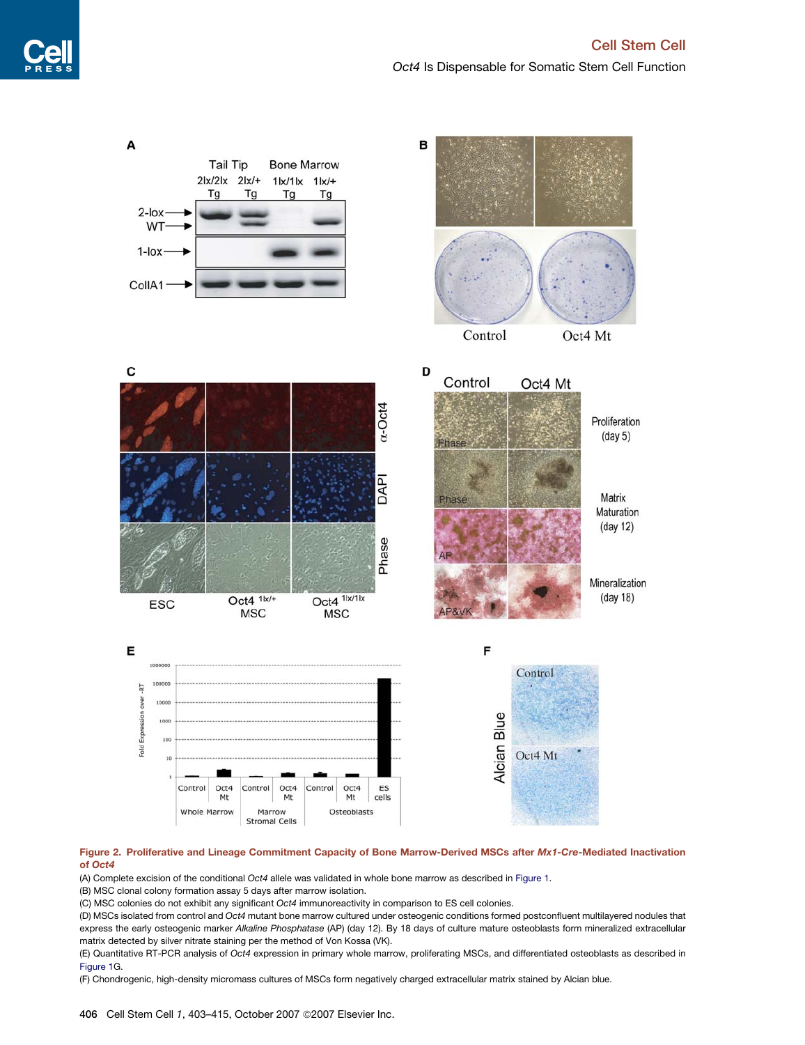**Figure 2. Proliferative and Lineage Commitment Capacity of Bone Marrow-Derived MSCs after *Mx1-Cre*-Mediated Inactivation of *Oct4***

(A) Complete excision of the conditional *Oct4* allele was validated in whole bone marrow as described in Figure 1.

(B) MSC clonal colony formation assay 5 days after marrow isolation.

(C) MSC colonies do not exhibit any significant *Oct4* immunoreactivity in comparison to ES cell colonies.

(D) MSCs isolated from control and *Oct4* mutant bone marrow cultured under osteogenic conditions formed postconfluent multilayered nodules that express the early osteogenic marker *Alkaline Phosphatase* (AP) (day 12). By 18 days of culture mature osteoblasts form mineralized extracellular matrix detected by silver nitrate staining per the method of Von Kossa (VK).

(E) Quantitative RT-PCR analysis of *Oct4* expression in primary whole marrow, proliferating MSCs, and differentiated osteoblasts as described in Figure 1G.

(F) Chondrogenic, high-density micromass cultures of MSCs form negatively charged extracellular matrix stained by Alcian blue.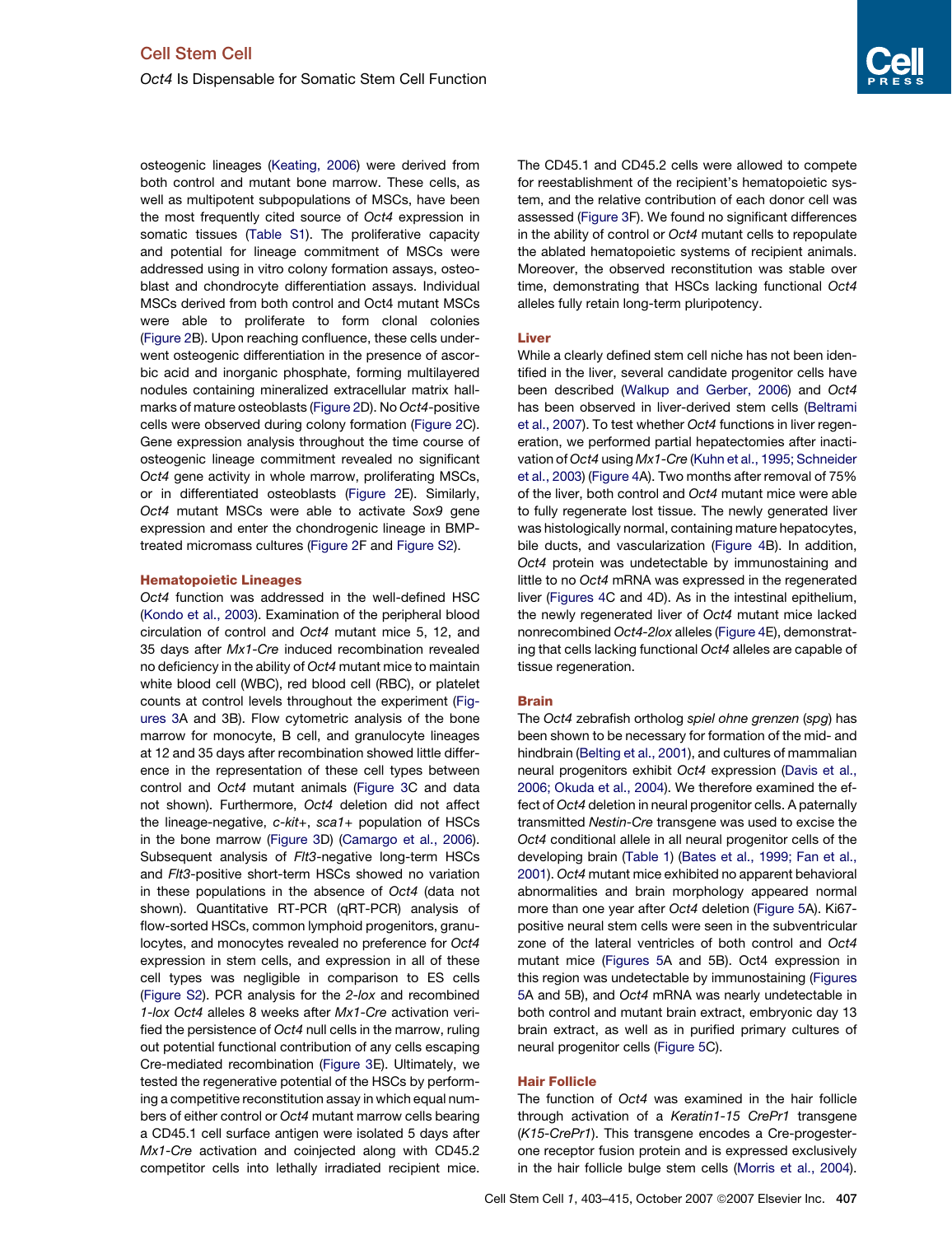osteogenic lineages (Keating, 2006) were derived from both control and mutant bone marrow. These cells, as well as multipotent subpopulations of MSCs, have been the most frequently cited source of *Oct4* expression in somatic tissues (Table S1). The proliferative capacity and potential for lineage commitment of MSCs were addressed using in vitro colony formation assays, osteoblast and chondrocyte differentiation assays. Individual MSCs derived from both control and Oct4 mutant MSCs were able to proliferate to form clonal colonies (Figure 2B). Upon reaching confluence, these cells underwent osteogenic differentiation in the presence of ascorbic acid and inorganic phosphate, forming multilayered nodules containing mineralized extracellular matrix hallmarks of mature osteoblasts (Figure 2D). No *Oct4*-positive cells were observed during colony formation (Figure 2C). Gene expression analysis throughout the time course of osteogenic lineage commitment revealed no significant *Oct4* gene activity in whole marrow, proliferating MSCs, or in differentiated osteoblasts (Figure 2E). Similarly, *Oct4* mutant MSCs were able to activate *Sox9* gene expression and enter the chondrogenic lineage in BMP-treated micromass cultures (Figure 2F and Figure S2).

### Hematopoietic Lineages

*Oct4* function was addressed in the well-defined HSC (Kondo et al., 2003). Examination of the peripheral blood circulation of control and *Oct4* mutant mice 5, 12, and 35 days after *Mx1-Cre* induced recombination revealed no deficiency in the ability of *Oct4* mutant mice to maintain white blood cell (WBC), red blood cell (RBC), or platelet counts at control levels throughout the experiment (Figures 3A and 3B). Flow cytometric analysis of the bone marrow for monocyte, B cell, and granulocyte lineages at 12 and 35 days after recombination showed little difference in the representation of these cell types between control and *Oct4* mutant animals (Figure 3C and data not shown). Furthermore, *Oct4* deletion did not affect the lineage-negative, *c-kit*+, *sca1*+ population of HSCs in the bone marrow (Figure 3D) (Camargo et al., 2006). Subsequent analysis of *Flt3*-negative long-term HSCs and *Flt3*-positive short-term HSCs showed no variation in these populations in the absence of *Oct4* (data not shown). Quantitative RT-PCR (qRT-PCR) analysis of flow-sorted HSCs, common lymphoid progenitors, granulocytes, and monocytes revealed no preference for *Oct4* expression in stem cells, and expression in all of these cell types was negligible in comparison to ES cells (Figure S2). PCR analysis for the *2-lox* and recombined *1-lox Oct4* alleles 8 weeks after *Mx1-Cre* activation verified the persistence of *Oct4* null cells in the marrow, ruling out potential functional contribution of any cells escaping Cre-mediated recombination (Figure 3E). Ultimately, we tested the regenerative potential of the HSCs by performing a competitive reconstitution assay in which equal numbers of either control or *Oct4* mutant marrow cells bearing a CD45.1 cell surface antigen were isolated 5 days after *Mx1-Cre* activation and coinjected along with CD45.2 competitor cells into lethally irradiated recipient mice. The CD45.1 and CD45.2 cells were allowed to compete for reestablishment of the recipient's hematopoietic system, and the relative contribution of each donor cell was assessed (Figure 3F). We found no significant differences in the ability of control or *Oct4* mutant cells to repopulate the ablated hematopoietic systems of recipient animals. Moreover, the observed reconstitution was stable over time, demonstrating that HSCs lacking functional *Oct4* alleles fully retain long-term pluripotency.

### Liver

While a clearly defined stem cell niche has not been identified in the liver, several candidate progenitor cells have been described (Walkup and Gerber, 2006) and *Oct4* has been observed in liver-derived stem cells (Beltrami et al., 2007). To test whether *Oct4* functions in liver regeneration, we performed partial hepatectomies after inactivation of *Oct4* using *Mx1-Cre* (Kuhn et al., 1995; Schneider et al., 2003) (Figure 4A). Two months after removal of 75% of the liver, both control and *Oct4* mutant mice were able to fully regenerate lost tissue. The newly generated liver was histologically normal, containing mature hepatocytes, bile ducts, and vascularization (Figure 4B). In addition, *Oct4* protein was undetectable by immunostaining and little to no *Oct4* mRNA was expressed in the regenerated liver (Figures 4C and 4D). As in the intestinal epithelium, the newly regenerated liver of *Oct4* mutant mice lacked nonrecombined *Oct4-2lox* alleles (Figure 4E), demonstrating that cells lacking functional *Oct4* alleles are capable of tissue regeneration.

### Brain

The *Oct4* zebrafish ortholog *spiel ohne grenzen* (*spg*) has been shown to be necessary for formation of the mid- and hindbrain (Belting et al., 2001), and cultures of mammalian neural progenitors exhibit *Oct4* expression (Davis et al., 2006; Okuda et al., 2004). We therefore examined the effect of *Oct4* deletion in neural progenitor cells. A paternally transmitted *Nestin-Cre* transgene was used to excise the *Oct4* conditional allele in all neural progenitor cells of the developing brain (Table 1) (Bates et al., 1999; Fan et al., 2001). *Oct4* mutant mice exhibited no apparent behavioral abnormalities and brain morphology appeared normal more than one year after *Oct4* deletion (Figure 5A). Ki67-positive neural stem cells were seen in the subventricular zone of the lateral ventricles of both control and *Oct4* mutant mice (Figures 5A and 5B). Oct4 expression in this region was undetectable by immunostaining (Figures 5A and 5B), and *Oct4* mRNA was nearly undetectable in both control and mutant brain extract, embryonic day 13 brain extract, as well as in purified primary cultures of neural progenitor cells (Figure 5C).

### Hair Follicle

The function of *Oct4* was examined in the hair follicle through activation of a *Keratin1-15 CrePr1* transgene (*K15-CrePr1*). This transgene encodes a Cre-progesterone receptor fusion protein and is expressed exclusively in the hair follicle bulge stem cells (Morris et al., 2004).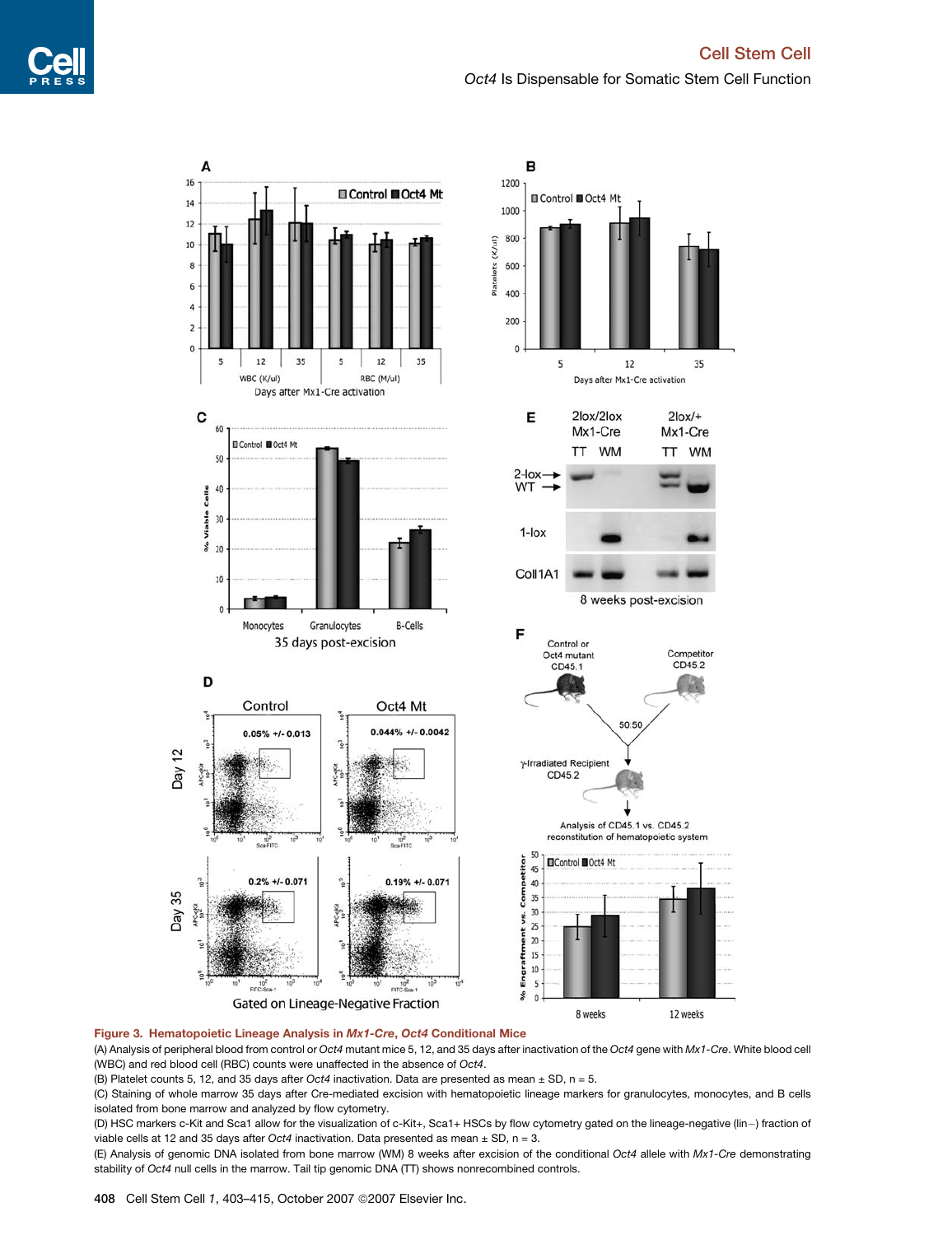**Figure 3. Hematopoietic Lineage Analysis in *Mx1-Cre*, *Oct4* Conditional Mice**

(A) Analysis of peripheral blood from control or *Oct4* mutant mice 5, 12, and 35 days after inactivation of the *Oct4* gene with *Mx1-Cre*. White blood cell (WBC) and red blood cell (RBC) counts were unaffected in the absence of *Oct4*.

(B) Platelet counts 5, 12, and 35 days after *Oct4* inactivation. Data are presented as mean ± SD, n = 5.

(C) Staining of whole marrow 35 days after Cre-mediated excision with hematopoietic lineage markers for granulocytes, monocytes, and B cells isolated from bone marrow and analyzed by flow cytometry.

(D) HSC markers c-Kit and Sca1 allow for the visualization of c-Kit+, Sca1+ HSCs by flow cytometry gated on the lineage-negative (lin−) fraction of viable cells at 12 and 35 days after *Oct4* inactivation. Data presented as mean ± SD, n = 3.

(E) Analysis of genomic DNA isolated from bone marrow (WM) 8 weeks after excision of the conditional *Oct4* allele with *Mx1-Cre* demonstrating stability of *Oct4* null cells in the marrow. Tail tip genomic DNA (TT) shows nonrecombined controls.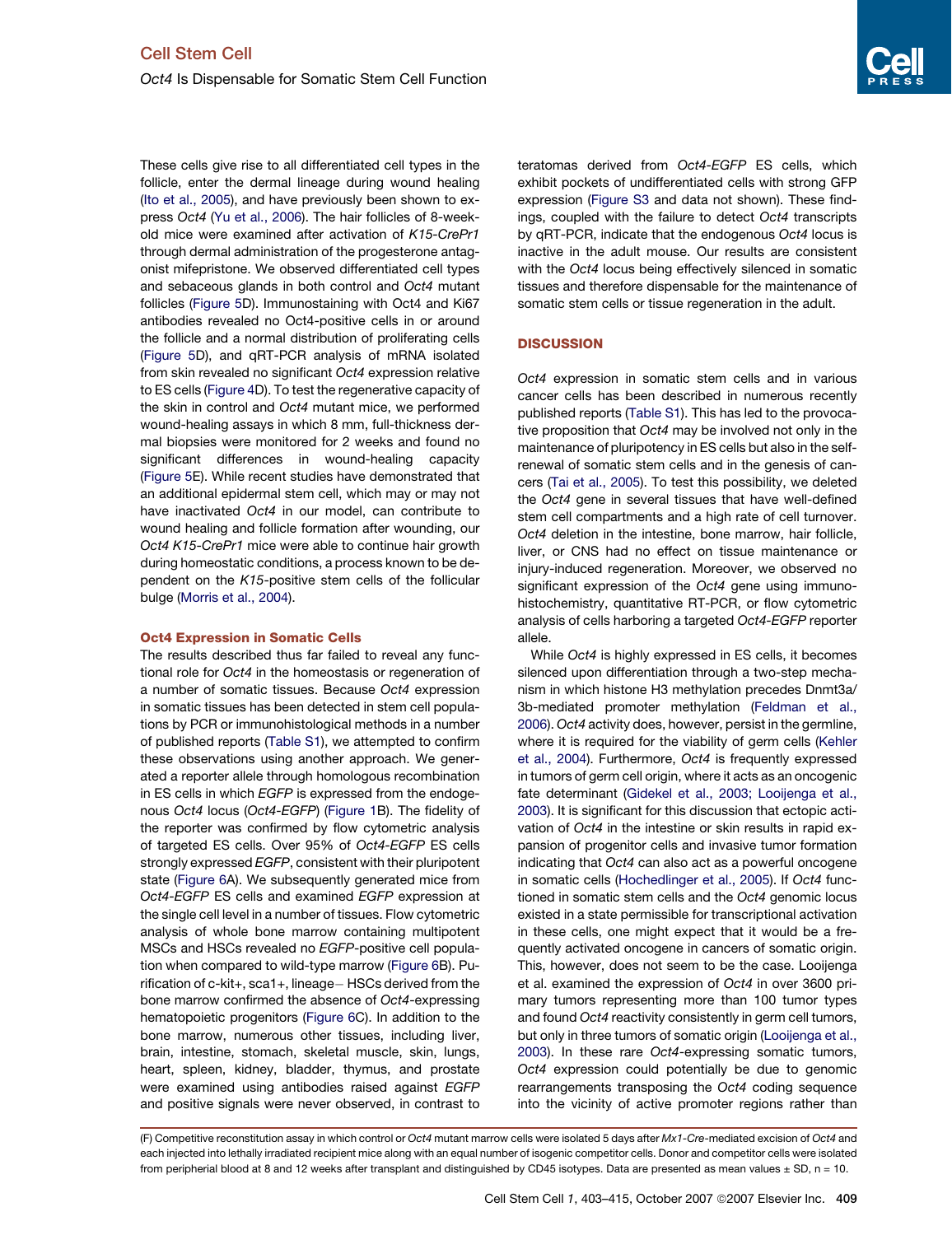These cells give rise to all differentiated cell types in the follicle, enter the dermal lineage during wound healing (Ito et al., 2005), and have previously been shown to express *Oct4* (Yu et al., 2006). The hair follicles of 8-week-old mice were examined after activation of *K15-CrePr1* through dermal administration of the progesterone antagonist mifepristone. We observed differentiated cell types and sebaceous glands in both control and *Oct4* mutant follicles (Figure 5D). Immunostaining with Oct4 and Ki67 antibodies revealed no Oct4-positive cells in or around the follicle and a normal distribution of proliferating cells (Figure 5D), and qRT-PCR analysis of mRNA isolated from skin revealed no significant *Oct4* expression relative to ES cells (Figure 4D). To test the regenerative capacity of the skin in control and *Oct4* mutant mice, we performed wound-healing assays in which 8 mm, full-thickness dermal biopsies were monitored for 2 weeks and found no significant differences in wound-healing capacity (Figure 5E). While recent studies have demonstrated that an additional epidermal stem cell, which may or may not have inactivated *Oct4* in our model, can contribute to wound healing and follicle formation after wounding, our *Oct4 K15-CrePr1* mice were able to continue hair growth during homeostatic conditions, a process known to be dependent on the *K15*-positive stem cells of the follicular bulge (Morris et al., 2004).

### Oct4 Expression in Somatic Cells

The results described thus far failed to reveal any functional role for *Oct4* in the homeostasis or regeneration of a number of somatic tissues. Because *Oct4* expression in somatic tissues has been detected in stem cell populations by PCR or immunohistological methods in a number of published reports (Table S1), we attempted to confirm these observations using another approach. We generated a reporter allele through homologous recombination in ES cells in which *EGFP* is expressed from the endogenous *Oct4* locus (*Oct4-EGFP*) (Figure 1B). The fidelity of the reporter was confirmed by flow cytometric analysis of targeted ES cells. Over 95% of *Oct4-EGFP* ES cells strongly expressed *EGFP*, consistent with their pluripotent state (Figure 6A). We subsequently generated mice from *Oct4-EGFP* ES cells and examined *EGFP* expression at the single cell level in a number of tissues. Flow cytometric analysis of whole bone marrow containing multipotent MSCs and HSCs revealed no *EGFP*-positive cell population when compared to wild-type marrow (Figure 6B). Purification of c-kit+, sca1+, lineage− HSCs derived from the bone marrow confirmed the absence of *Oct4*-expressing hematopoietic progenitors (Figure 6C). In addition to the bone marrow, numerous other tissues, including liver, brain, intestine, stomach, skeletal muscle, skin, lungs, heart, spleen, kidney, bladder, thymus, and prostate were examined using antibodies raised against *EGFP* and positive signals were never observed, in contrast to teratomas derived from *Oct4-EGFP* ES cells, which exhibit pockets of undifferentiated cells with strong GFP expression (Figure S3 and data not shown). These findings, coupled with the failure to detect *Oct4* transcripts by qRT-PCR, indicate that the endogenous *Oct4* locus is inactive in the adult mouse. Our results are consistent with the *Oct4* locus being effectively silenced in somatic tissues and therefore dispensable for the maintenance of somatic stem cells or tissue regeneration in the adult.

## DISCUSSION

*Oct4* expression in somatic stem cells and in various cancer cells has been described in numerous recently published reports (Table S1). This has led to the provocative proposition that *Oct4* may be involved not only in the maintenance of pluripotency in ES cells but also in the self-renewal of somatic stem cells and in the genesis of cancers (Tai et al., 2005). To test this possibility, we deleted the *Oct4* gene in several tissues that have well-defined stem cell compartments and a high rate of cell turnover. *Oct4* deletion in the intestine, bone marrow, hair follicle, liver, or CNS had no effect on tissue maintenance or injury-induced regeneration. Moreover, we observed no significant expression of the *Oct4* gene using immunohistochemistry, quantitative RT-PCR, or flow cytometric analysis of cells harboring a targeted *Oct4-EGFP* reporter allele.

While *Oct4* is highly expressed in ES cells, it becomes silenced upon differentiation through a two-step mechanism in which histone H3 methylation precedes Dnmt3a/3b-mediated promoter methylation (Feldman et al., 2006). *Oct4* activity does, however, persist in the germline, where it is required for the viability of germ cells (Kehler et al., 2004). Furthermore, *Oct4* is frequently expressed in tumors of germ cell origin, where it acts as an oncogenic fate determinant (Gidekel et al., 2003; Looijenga et al., 2003). It is significant for this discussion that ectopic activation of *Oct4* in the intestine or skin results in rapid expansion of progenitor cells and invasive tumor formation indicating that *Oct4* can also act as a powerful oncogene in somatic cells (Hochedlinger et al., 2005). If *Oct4* functioned in somatic stem cells and the *Oct4* genomic locus existed in a state permissible for transcriptional activation in these cells, one might expect that it would be a frequently activated oncogene in cancers of somatic origin. This, however, does not seem to be the case. Looijenga et al. examined the expression of *Oct4* in over 3600 primary tumors representing more than 100 tumor types and found *Oct4* reactivity consistently in germ cell tumors, but only in three tumors of somatic origin (Looijenga et al., 2003). In these rare *Oct4*-expressing somatic tumors, *Oct4* expression could potentially be due to genomic rearrangements transposing the *Oct4* coding sequence into the vicinity of active promoter regions rather than

(F) Competitive reconstitution assay in which control or *Oct4* mutant marrow cells were isolated 5 days after *Mx1-Cre*-mediated excision of *Oct4* and each injected into lethally irradiated recipient mice along with an equal number of isogenic competitor cells. Donor and competitor cells were isolated from peripheral blood at 8 and 12 weeks after transplant and distinguished by CD45 isotypes. Data are presented as mean values ± SD, n = 10.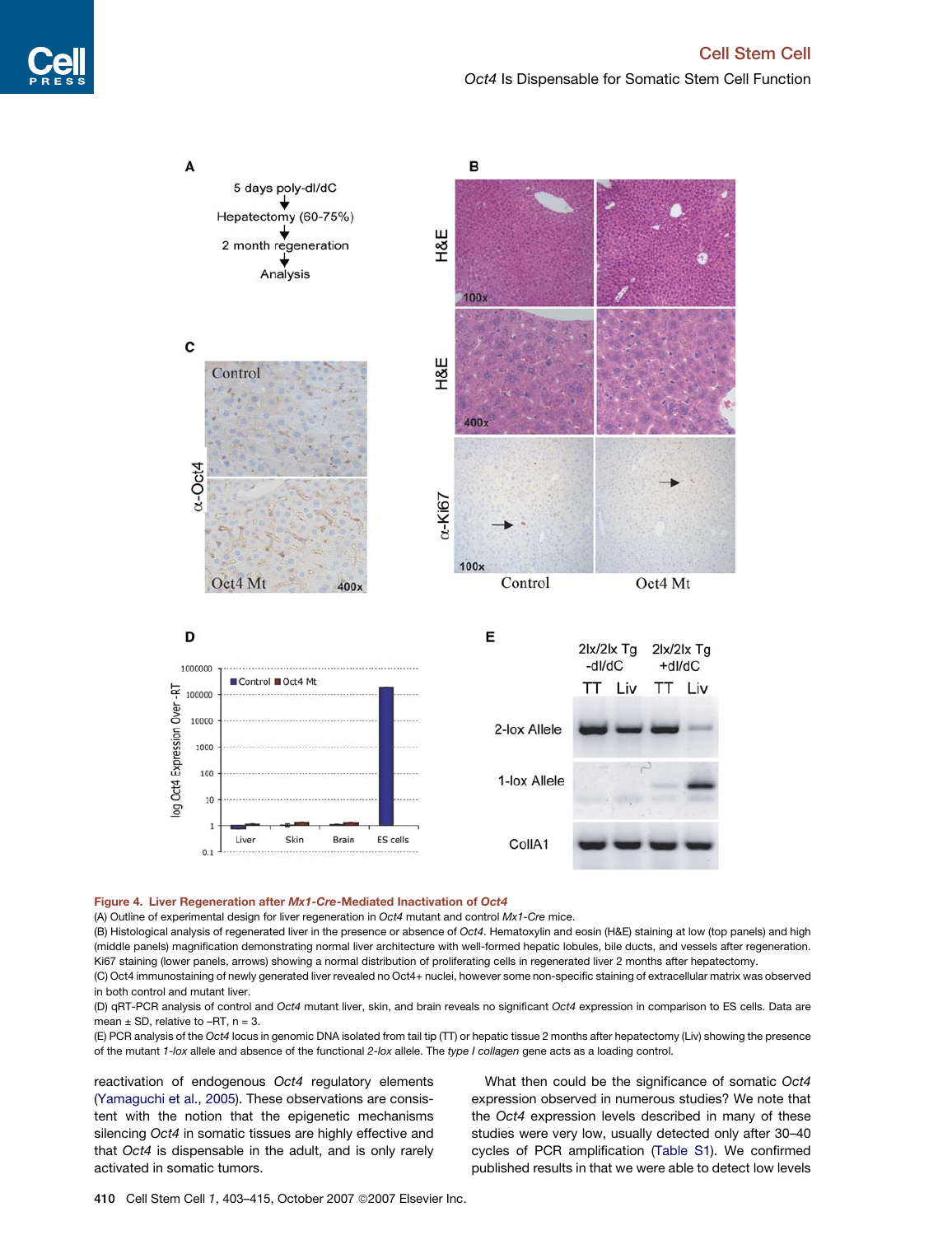**Figure 4. Liver Regeneration after *Mx1-Cre*-Mediated Inactivation of *Oct4***

(A) Outline of experimental design for liver regeneration in *Oct4* mutant and control *Mx1-Cre* mice.

(B) Histological analysis of regenerated liver in the presence or absence of *Oct4*. Hematoxylin and eosin (H&E) staining at low (top panels) and high (middle panels) magnification demonstrating normal liver architecture with well-formed hepatic lobules, bile ducts, and vessels after regeneration. Ki67 staining (lower panels, arrows) showing a normal distribution of proliferating cells in regenerated liver 2 months after hepatectomy.

(C) Oct4 immunostaining of newly generated liver revealed no Oct4+ nuclei, however some non-specific staining of extracellular matrix was observed in both control and mutant liver.

(D) qRT-PCR analysis of control and *Oct4* mutant liver, skin, and brain reveals no significant *Oct4* expression in comparison to ES cells. Data are mean ± SD, relative to –RT, n = 3.

(E) PCR analysis of the *Oct4* locus in genomic DNA isolated from tail tip (TT) or hepatic tissue 2 months after hepatectomy (Liv) showing the presence of the mutant *1-lox* allele and absence of the functional *2-lox* allele. The *type I collagen* gene acts as a loading control.

reactivation of endogenous *Oct4* regulatory elements (Yamaguchi et al., 2005). These observations are consistent with the notion that the epigenetic mechanisms silencing *Oct4* in somatic tissues are highly effective and that *Oct4* is dispensable in the adult, and is only rarely activated in somatic tumors.

What then could be the significance of somatic *Oct4* expression observed in numerous studies? We note that the *Oct4* expression levels described in many of these studies were very low, usually detected only after 30–40 cycles of PCR amplification (Table S1). We confirmed published results in that we were able to detect low levels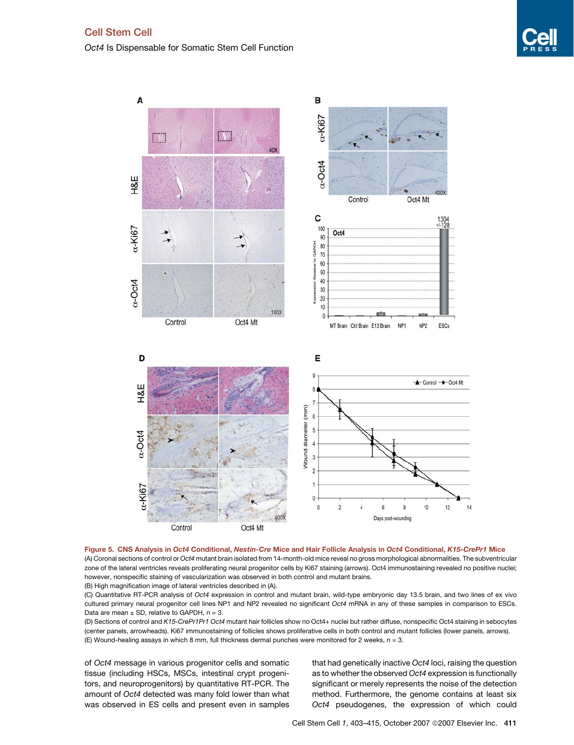**Figure 5. CNS Analysis in *Oct4* Conditional, *Nestin-Cre* Mice and Hair Follicle Analysis in *Oct4* Conditional, *K15-CrePr1* Mice**

(A) Coronal sections of control or *Oct4* mutant brain isolated from 14-month-old mice reveal no gross morphological abnormalities. The subventricular zone of the lateral ventricles reveals proliferating neural progenitor cells by Ki67 staining (arrows). Oct4 immunostaining revealed no positive nuclei; however, nonspecific staining of vascularization was observed in both control and mutant brains.

(B) High magnification image of lateral ventricles described in (A).

(C) Quantitative RT-PCR analysis of *Oct4* expression in control and mutant brain, wild-type embryonic day 13.5 brain, and two lines of ex vivo cultured primary neural progenitor cell lines NP1 and NP2 revealed no significant *Oct4* mRNA in any of these samples in comparison to ESCs. Data are mean ± SD, relative to GAPDH, n = 3.

(D) Sections of control and *K15-CrePr1Pr1 Oct4* mutant hair follicles show no Oct4+ nuclei but rather diffuse, nonspecific Oct4 staining in sebocytes (center panels, arrowheads). Ki67 immunostaining of follicles shows proliferative cells in both control and mutant follicles (lower panels, arrows).

(E) Wound-healing assays in which 8 mm, full thickness dermal punches were monitored for 2 weeks, n = 3.

of *Oct4* message in various progenitor cells and somatic tissue (including HSCs, MSCs, intestinal crypt progenitors, and neuroprogenitors) by quantitative RT-PCR. The amount of *Oct4* detected was many fold lower than what was observed in ES cells and present even in samples that had genetically inactive *Oct4* loci, raising the question as to whether the observed *Oct4* expression is functionally significant or merely represents the noise of the detection method. Furthermore, the genome contains at least six *Oct4* pseudogenes, the expression of which could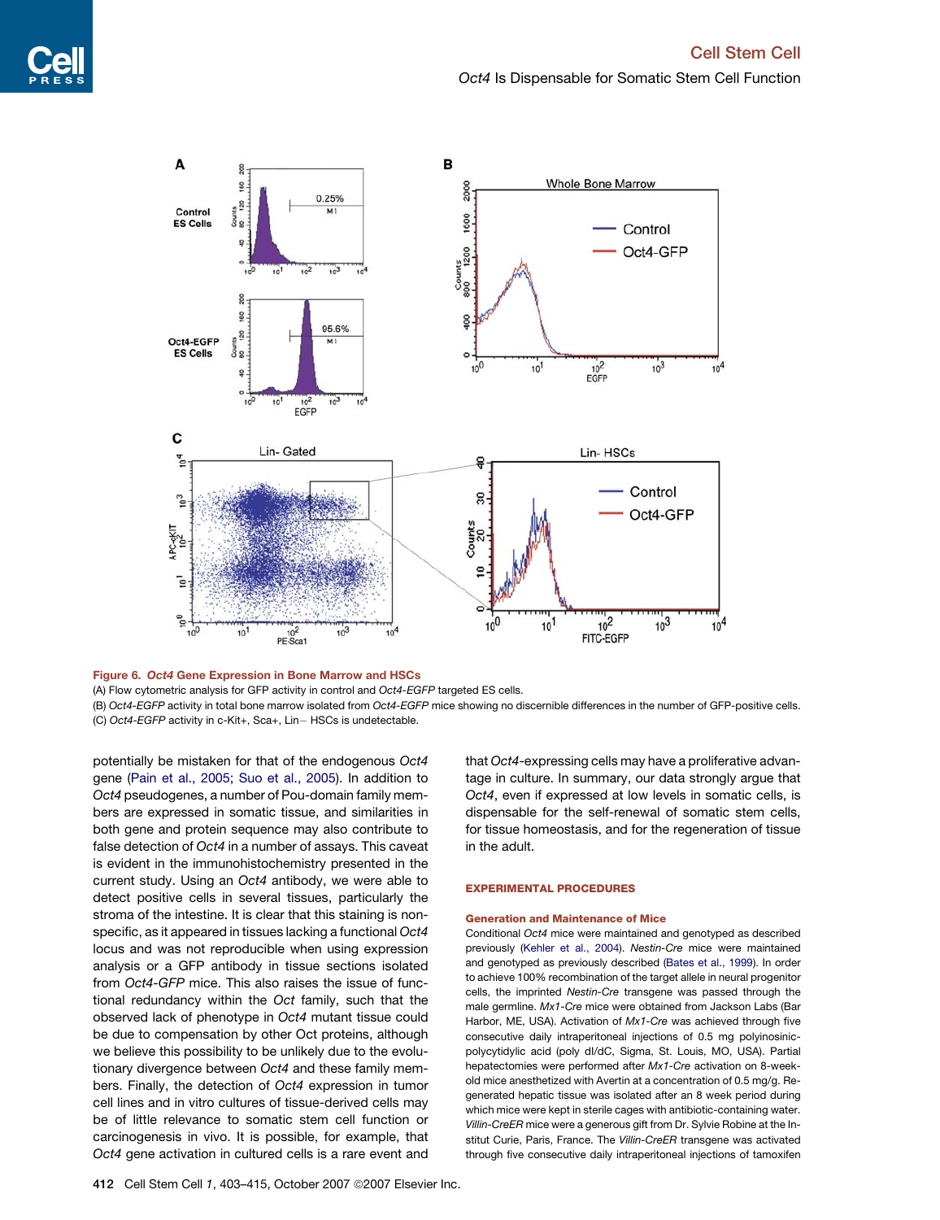**Figure 6. *Oct4* Gene Expression in Bone Marrow and HSCs**

(A) Flow cytometric analysis for GFP activity in control and *Oct4-EGFP* targeted ES cells.

(B) *Oct4-EGFP* activity in total bone marrow isolated from *Oct4-EGFP* mice showing no discernible differences in the number of GFP-positive cells.

(C) *Oct4-EGFP* activity in c-Kit+, Sca+, Lin− HSCs is undetectable.

potentially be mistaken for that of the endogenous *Oct4* gene (Pain et al., 2005; Suo et al., 2005). In addition to *Oct4* pseudogenes, a number of Pou-domain family members are expressed in somatic tissue, and similarities in both gene and protein sequence may also contribute to false detection of *Oct4* in a number of assays. This caveat is evident in the immunohistochemistry presented in the current study. Using an *Oct4* antibody, we were able to detect positive cells in several tissues, particularly the stroma of the intestine. It is clear that this staining is nonspecific, as it appeared in tissues lacking a functional *Oct4* locus and was not reproducible when using expression analysis or a GFP antibody in tissue sections isolated from *Oct4-GFP* mice. This also raises the issue of functional redundancy within the *Oct* family, such that the observed lack of phenotype in *Oct4* mutant tissue could be due to compensation by other Oct proteins, although we believe this possibility to be unlikely due to the evolutionary divergence between *Oct4* and these family members. Finally, the detection of *Oct4* expression in tumor cell lines and in vitro cultures of tissue-derived cells may be of little relevance to somatic stem cell function or carcinogenesis in vivo. It is possible, for example, that *Oct4* gene activation in cultured cells is a rare event and that *Oct4*-expressing cells may have a proliferative advantage in culture. In summary, our data strongly argue that *Oct4*, even if expressed at low levels in somatic cells, is dispensable for the self-renewal of somatic stem cells, for tissue homeostasis, and for the regeneration of tissue in the adult.

## EXPERIMENTAL PROCEDURES

### Generation and Maintenance of Mice

Conditional *Oct4* mice were maintained and genotyped as described previously (Kehler et al., 2004). *Nestin-Cre* mice were maintained and genotyped as previously described (Bates et al., 1999). In order to achieve 100% recombination of the target allele in neural progenitor cells, the imprinted *Nestin-Cre* transgene was passed through the male germline. *Mx1-Cre* mice were obtained from Jackson Labs (Bar Harbor, ME, USA). Activation of *Mx1-Cre* was achieved through five consecutive daily intraperitoneal injections of 0.5 mg polyinosinic-polycytidylic acid (poly dI/dC, Sigma, St. Louis, MO, USA). Partial hepatectomies were performed after *Mx1-Cre* activation on 8-week-old mice anesthetized with Avertin at a concentration of 0.5 mg/g. Regenerated hepatic tissue was isolated after an 8 week period during which mice were kept in sterile cages with antibiotic-containing water. *Villin-CreER* mice were a generous gift from Dr. Sylvie Robine at the Institut Curie, Paris, France. The *Villin-CreER* transgene was activated through five consecutive daily intraperitoneal injections of tamoxifen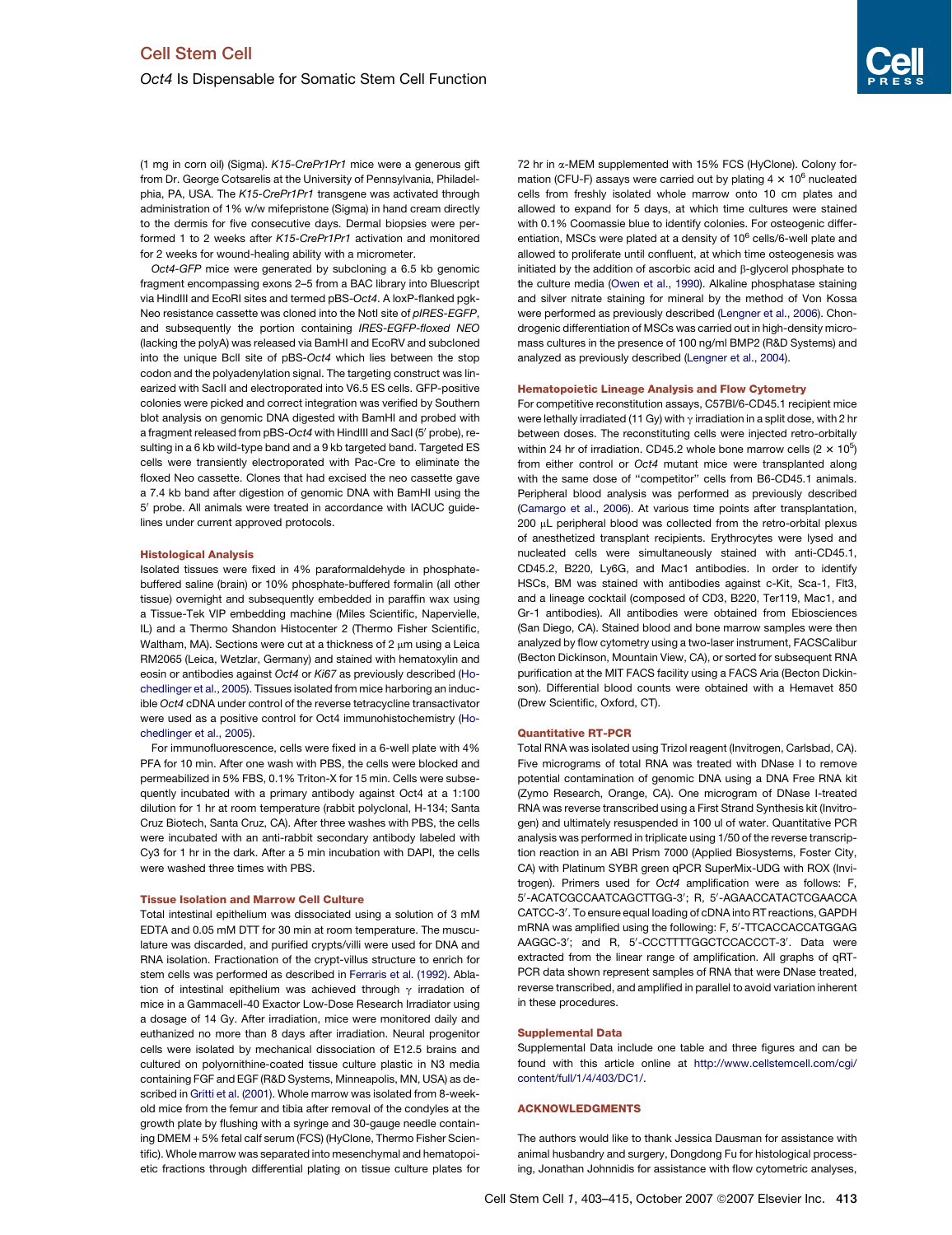(1 mg in corn oil) (Sigma). *K15-CrePr1Pr1* mice were a generous gift from Dr. George Cotsarelis at the University of Pennsylvania, Philadelphia, PA, USA. The *K15-CrePr1Pr1* transgene was activated through administration of 1% w/w mifepristone (Sigma) in hand cream directly to the dermis for five consecutive days. Dermal biopsies were performed 1 to 2 weeks after *K15-CrePr1Pr1* activation and monitored for 2 weeks for wound-healing ability with a micrometer.

*Oct4-GFP* mice were generated by subcloning a 6.5 kb genomic fragment encompassing exons 2–5 from a BAC library into Bluescript via HindIII and EcoRI sites and termed pBS-*Oct4*. A loxP-flanked pgk-Neo resistance cassette was cloned into the NotI site of *pIRES-EGFP*, and subsequently the portion containing *IRES-EGFP-floxed NEO* (lacking the polyA) was released via BamHI and EcoRV and subcloned into the unique BclI site of pBS-*Oct4* which lies between the stop codon and the polyadenylation signal. The targeting construct was linearized with SacII and electroporated into V6.5 ES cells. GFP-positive colonies were picked and correct integration was verified by Southern blot analysis on genomic DNA digested with BamHI and probed with a fragment released from pBS-*Oct4* with HindIII and SacI (5′ probe), resulting in a 6 kb wild-type band and a 9 kb targeted band. Targeted ES cells were transiently electroporated with Pac-Cre to eliminate the floxed Neo cassette. Clones that had excised the neo cassette gave a 7.4 kb band after digestion of genomic DNA with BamHI using the 5′ probe. All animals were treated in accordance with IACUC guidelines under current approved protocols.

### Histological Analysis

Isolated tissues were fixed in 4% paraformaldehyde in phosphate-buffered saline (brain) or 10% phosphate-buffered formalin (all other tissue) overnight and subsequently embedded in paraffin wax using a Tissue-Tek VIP embedding machine (Miles Scientific, Napervielle, IL) and a Thermo Shandon Histocenter 2 (Thermo Fisher Scientific, Waltham, MA). Sections were cut at a thickness of 2 μm using a Leica RM2065 (Leica, Wetzlar, Germany) and stained with hematoxylin and eosin or antibodies against *Oct4* or *Ki67* as previously described (Hochedlinger et al., 2005). Tissues isolated from mice harboring an inducible *Oct4* cDNA under control of the reverse tetracycline transactivator were used as a positive control for Oct4 immunohistochemistry (Hochedlinger et al., 2005).

For immunofluorescence, cells were fixed in a 6-well plate with 4% PFA for 10 min. After one wash with PBS, the cells were blocked and permeabilized in 5% FBS, 0.1% Triton-X for 15 min. Cells were subsequently incubated with a primary antibody against Oct4 at a 1:100 dilution for 1 hr at room temperature (rabbit polyclonal, H-134; Santa Cruz Biotech, Santa Cruz, CA). After three washes with PBS, the cells were incubated with an anti-rabbit secondary antibody labeled with Cy3 for 1 hr in the dark. After a 5 min incubation with DAPI, the cells were washed three times with PBS.

### Tissue Isolation and Marrow Cell Culture

Total intestinal epithelium was dissociated using a solution of 3 mM EDTA and 0.05 mM DTT for 30 min at room temperature. The musculature was discarded, and purified crypts/villi were used for DNA and RNA isolation. Fractionation of the crypt-villus structure to enrich for stem cells was performed as described in Ferraris et al. (1992). Ablation of intestinal epithelium was achieved through γ irradiation of mice in a Gammacell-40 Exactor Low-Dose Research Irradiator using a dosage of 14 Gy. After irradiation, mice were monitored daily and euthanized no more than 8 days after irradiation. Neural progenitor cells were isolated by mechanical dissociation of E12.5 brains and cultured on polyornithine-coated tissue culture plastic in N3 media containing FGF and EGF (R&D Systems, Minneapolis, MN, USA) as described in Gritti et al. (2001). Whole marrow was isolated from 8-week-old mice from the femur and tibia after removal of the condyles at the growth plate by flushing with a syringe and 30-gauge needle containing DMEM + 5% fetal calf serum (FCS) (HyClone, Thermo Fisher Scientific). Whole marrow was separated into mesenchymal and hematopoietic fractions through differential plating on tissue culture plates for 72 hr in α-MEM supplemented with 15% FCS (HyClone). Colony formation (CFU-F) assays were carried out by plating $4 \times 10^6$ nucleated cells from freshly isolated whole marrow onto 10 cm plates and allowed to expand for 5 days, at which time cultures were stained with 0.1% Coomassie blue to identify colonies. For osteogenic differentiation, MSCs were plated at a density of $10^6$ cells/6-well plate and allowed to proliferate until confluent, at which time osteogenesis was initiated by the addition of ascorbic acid and β-glycerol phosphate to the culture media (Owen et al., 1990). Alkaline phosphatase staining and silver nitrate staining for mineral by the method of Von Kossa were performed as previously described (Lengner et al., 2006). Chondrogenic differentiation of MSCs was carried out in high-density micromass cultures in the presence of 100 ng/ml BMP2 (R&D Systems) and analyzed as previously described (Lengner et al., 2004).

### Hematopoietic Lineage Analysis and Flow Cytometry

For competitive reconstitution assays, C57Bl/6-CD45.1 recipient mice were lethally irradiated (11 Gy) with γ irradiation in a split dose, with 2 hr between doses. The reconstituting cells were injected retro-orbitally within 24 hr of irradiation. CD45.2 whole bone marrow cells ($2 \times 10^5$) from either control or *Oct4* mutant mice were transplanted along with the same dose of “competitor” cells from B6-CD45.1 animals. Peripheral blood analysis was performed as previously described (Camargo et al., 2006). At various time points after transplantation, 200 μL peripheral blood was collected from the retro-orbital plexus of anesthetized transplant recipients. Erythrocytes were lysed and nucleated cells were simultaneously stained with anti-CD45.1, CD45.2, B220, Ly6G, and Mac1 antibodies. In order to identify HSCs, BM was stained with antibodies against c-Kit, Sca-1, Flt3, and a lineage cocktail (composed of CD3, B220, Ter119, Mac1, and Gr-1 antibodies). All antibodies were obtained from Ebiosciences (San Diego, CA). Stained blood and bone marrow samples were then analyzed by flow cytometry using a two-laser instrument, FACSCalibur (Becton Dickinson, Mountain View, CA), or sorted for subsequent RNA purification at the MIT FACS facility using a FACS Aria (Becton Dickinson). Differential blood counts were obtained with a Hemavet 850 (Drew Scientific, Oxford, CT).

### Quantitative RT-PCR

Total RNA was isolated using Trizol reagent (Invitrogen, Carlsbad, CA). Five micrograms of total RNA was treated with DNase I to remove potential contamination of genomic DNA using a DNA Free RNA kit (Zymo Research, Orange, CA). One microgram of DNase I-treated RNA was reverse transcribed using a First Strand Synthesis kit (Invitrogen) and ultimately resuspended in 100 ul of water. Quantitative PCR analysis was performed in triplicate using 1/50 of the reverse transcription reaction in an ABI Prism 7000 (Applied Biosystems, Foster City, CA) with Platinum SYBR green qPCR SuperMix-UDG with ROX (Invitrogen). Primers used for *Oct4* amplification were as follows: F, 5′-ACATCGCCAATCAGCTTGG-3′; R, 5′-AGAACCATACTCGAACCACATCC-3′. To ensure equal loading of cDNA into RT reactions, GAPDH mRNA was amplified using the following: F, 5′-TTCACCACCATGGAGAAGGC-3′; and R, 5′-CCCTTTTGGCTCCACCCT-3′. Data were extracted from the linear range of amplification. All graphs of qRT-PCR data shown represent samples of RNA that were DNase treated, reverse transcribed, and amplified in parallel to avoid variation inherent in these procedures.

### Supplemental Data

Supplemental Data include one table and three figures and can be found with this article online at http://www.cellstemcell.com/cgi/content/full/1/4/403/DC1/.

## ACKNOWLEDGMENTS

The authors would like to thank Jessica Dausman for assistance with animal husbandry and surgery, Dongdong Fu for histological processing, Jonathan Johnnidis for assistance with flow cytometric analyses,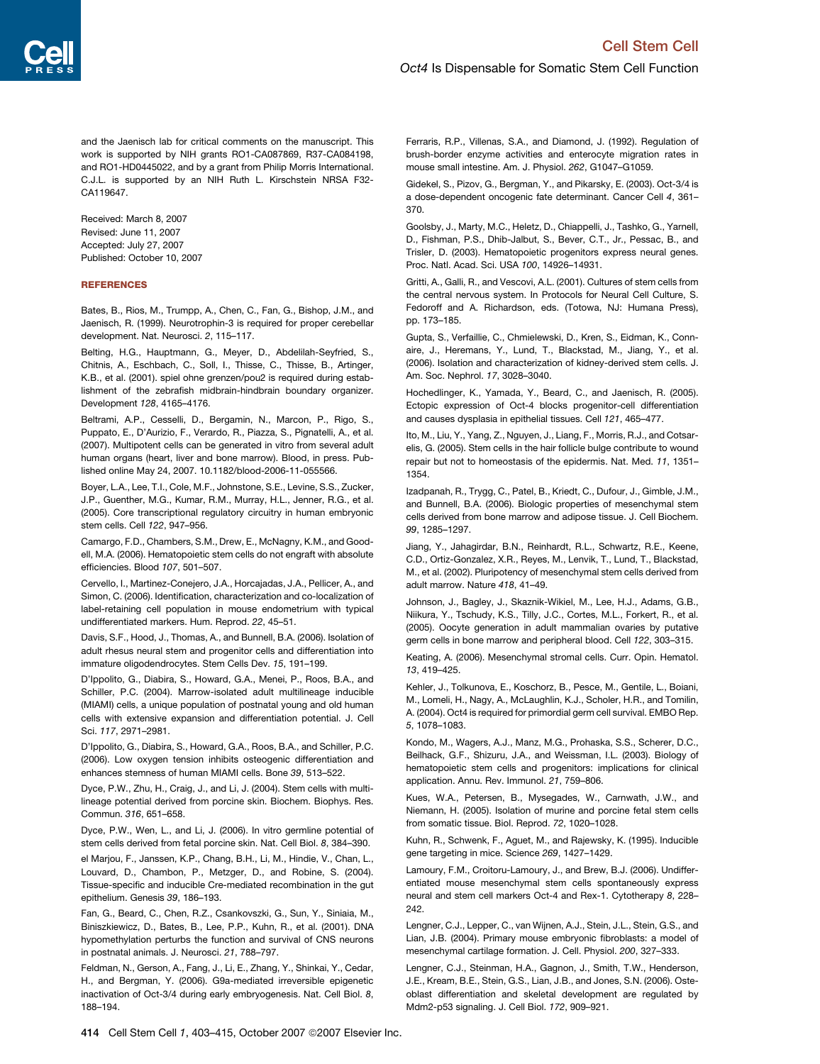and the Jaenisch lab for critical comments on the manuscript. This work is supported by NIH grants RO1-CA087869, R37-CA084198, and RO1-HD0445022, and by a grant from Philip Morris International. C.J.L. is supported by an NIH Ruth L. Kirschstein NRSA F32-CA119647.

Received: March 8, 2007
Revised: June 11, 2007
Accepted: July 27, 2007
Published: October 10, 2007

## REFERENCES

Bates, B., Rios, M., Trumpp, A., Chen, C., Fan, G., Bishop, J.M., and Jaenisch, R. (1999). Neurotrophin-3 is required for proper cerebellar development. Nat. Neurosci. *2*, 115–117.

Belting, H.G., Hauptmann, G., Meyer, D., Abdelilah-Seyfried, S., Chitnis, A., Eschbach, C., Soll, I., Thisse, C., Thisse, B., Artinger, K.B., et al. (2001). spiel ohne grenzen/pou2 is required during establishment of the zebrafish midbrain-hindbrain boundary organizer. Development *128*, 4165–4176.

Beltrami, A.P., Cesselli, D., Bergamin, N., Marcon, P., Rigo, S., Puppato, E., D'Aurizio, F., Verardo, R., Piazza, S., Pignatelli, A., et al. (2007). Multipotent cells can be generated in vitro from several adult human organs (heart, liver and bone marrow). Blood, in press. Published online May 24, 2007. 10.1182/blood-2006-11-055566.

Boyer, L.A., Lee, T.I., Cole, M.F., Johnstone, S.E., Levine, S.S., Zucker, J.P., Guenther, M.G., Kumar, R.M., Murray, H.L., Jenner, R.G., et al. (2005). Core transcriptional regulatory circuitry in human embryonic stem cells. Cell *122*, 947–956.

Camargo, F.D., Chambers, S.M., Drew, E., McNagny, K.M., and Goodell, M.A. (2006). Hematopoietic stem cells do not engraft with absolute efficiencies. Blood *107*, 501–507.

Cervello, I., Martinez-Conejero, J.A., Horcajadas, J.A., Pellicer, A., and Simon, C. (2006). Identification, characterization and co-localization of label-retaining cell population in mouse endometrium with typical undifferentiated markers. Hum. Reprod. *22*, 45–51.

Davis, S.F., Hood, J., Thomas, A., and Bunnell, B.A. (2006). Isolation of adult rhesus neural stem and progenitor cells and differentiation into immature oligodendrocytes. Stem Cells Dev. *15*, 191–199.

D'Ippolito, G., Diabira, S., Howard, G.A., Menei, P., Roos, B.A., and Schiller, P.C. (2004). Marrow-isolated adult multilineage inducible (MIAMI) cells, a unique population of postnatal young and old human cells with extensive expansion and differentiation potential. J. Cell Sci. *117*, 2971–2981.

D'Ippolito, G., Diabira, S., Howard, G.A., Roos, B.A., and Schiller, P.C. (2006). Low oxygen tension inhibits osteogenic differentiation and enhances stemness of human MIAMI cells. Bone *39*, 513–522.

Dyce, P.W., Zhu, H., Craig, J., and Li, J. (2004). Stem cells with multilineage potential derived from porcine skin. Biochem. Biophys. Res. Commun. *316*, 651–658.

Dyce, P.W., Wen, L., and Li, J. (2006). In vitro germline potential of stem cells derived from fetal porcine skin. Nat. Cell Biol. *8*, 384–390.

el Marjou, F., Janssen, K.P., Chang, B.H., Li, M., Hindie, V., Chan, L., Louvard, D., Chambon, P., Metzger, D., and Robine, S. (2004). Tissue-specific and inducible Cre-mediated recombination in the gut epithelium. Genesis *39*, 186–193.

Fan, G., Beard, C., Chen, R.Z., Csankovszki, G., Sun, Y., Siniaia, M., Biniszkiewicz, D., Bates, B., Lee, P.P., Kuhn, R., et al. (2001). DNA hypomethylation perturbs the function and survival of CNS neurons in postnatal animals. J. Neurosci. *21*, 788–797.

Feldman, N., Gerson, A., Fang, J., Li, E., Zhang, Y., Shinkai, Y., Cedar, H., and Bergman, Y. (2006). G9a-mediated irreversible epigenetic inactivation of Oct-3/4 during early embryogenesis. Nat. Cell Biol. *8*, 188–194.

Ferraris, R.P., Villenas, S.A., and Diamond, J. (1992). Regulation of brush-border enzyme activities and enterocyte migration rates in mouse small intestine. Am. J. Physiol. *262*, G1047–G1059.

Gidekel, S., Pizov, G., Bergman, Y., and Pikarsky, E. (2003). Oct-3/4 is a dose-dependent oncogenic fate determinant. Cancer Cell *4*, 361–370.

Goolsby, J., Marty, M.C., Heletz, D., Chiappelli, J., Tashko, G., Yarnell, D., Fishman, P.S., Dhib-Jalbut, S., Bever, C.T., Jr., Pessac, B., and Trisler, D. (2003). Hematopoietic progenitors express neural genes. Proc. Natl. Acad. Sci. USA *100*, 14926–14931.

Gritti, A., Galli, R., and Vescovi, A.L. (2001). Cultures of stem cells from the central nervous system. In Protocols for Neural Cell Culture, S. Fedoroff and A. Richardson, eds. (Totowa, NJ: Humana Press), pp. 173–185.

Gupta, S., Verfaillie, C., Chmielewski, D., Kren, S., Eidman, K., Connaire, J., Heremans, Y., Lund, T., Blackstad, M., Jiang, Y., et al. (2006). Isolation and characterization of kidney-derived stem cells. J. Am. Soc. Nephrol. *17*, 3028–3040.

Hochedlinger, K., Yamada, Y., Beard, C., and Jaenisch, R. (2005). Ectopic expression of Oct-4 blocks progenitor-cell differentiation and causes dysplasia in epithelial tissues. Cell *121*, 465–477.

Ito, M., Liu, Y., Yang, Z., Nguyen, J., Liang, F., Morris, R.J., and Cotsarelis, G. (2005). Stem cells in the hair follicle bulge contribute to wound repair but not to homeostasis of the epidermis. Nat. Med. *11*, 1351–1354.

Izadpanah, R., Trygg, C., Patel, B., Kriedt, C., Dufour, J., Gimble, J.M., and Bunnell, B.A. (2006). Biologic properties of mesenchymal stem cells derived from bone marrow and adipose tissue. J. Cell Biochem. *99*, 1285–1297.

Jiang, Y., Jahagirdar, B.N., Reinhardt, R.L., Schwartz, R.E., Keene, C.D., Ortiz-Gonzalez, X.R., Reyes, M., Lenvik, T., Lund, T., Blackstad, M., et al. (2002). Pluripotency of mesenchymal stem cells derived from adult marrow. Nature *418*, 41–49.

Johnson, J., Bagley, J., Skaznik-Wikiel, M., Lee, H.J., Adams, G.B., Niikura, Y., Tschudy, K.S., Tilly, J.C., Cortes, M.L., Forkert, R., et al. (2005). Oocyte generation in adult mammalian ovaries by putative germ cells in bone marrow and peripheral blood. Cell *122*, 303–315.

Keating, A. (2006). Mesenchymal stromal cells. Curr. Opin. Hematol. *13*, 419–425.

Kehler, J., Tolkunova, E., Koschorz, B., Pesce, M., Gentile, L., Boiani, M., Lomeli, H., Nagy, A., McLaughlin, K.J., Scholer, H.R., and Tomilin, A. (2004). Oct4 is required for primordial germ cell survival. EMBO Rep. *5*, 1078–1083.

Kondo, M., Wagers, A.J., Manz, M.G., Prohaska, S.S., Scherer, D.C., Beilhack, G.F., Shizuru, J.A., and Weissman, I.L. (2003). Biology of hematopoietic stem cells and progenitors: implications for clinical application. Annu. Rev. Immunol. *21*, 759–806.

Kues, W.A., Petersen, B., Mysegades, W., Carnwath, J.W., and Niemann, H. (2005). Isolation of murine and porcine fetal stem cells from somatic tissue. Biol. Reprod. *72*, 1020–1028.

Kuhn, R., Schwenk, F., Aguet, M., and Rajewsky, K. (1995). Inducible gene targeting in mice. Science *269*, 1427–1429.

Lamoury, F.M., Croitoru-Lamoury, J., and Brew, B.J. (2006). Undifferentiated mouse mesenchymal stem cells spontaneously express neural and stem cell markers Oct-4 and Rex-1. Cytotherapy *8*, 228–242.

Lengner, C.J., Lepper, C., van Wijnen, A.J., Stein, J.L., Stein, G.S., and Lian, J.B. (2004). Primary mouse embryonic fibroblasts: a model of mesenchymal cartilage formation. J. Cell. Physiol. *200*, 327–333.

Lengner, C.J., Steinman, H.A., Gagnon, J., Smith, T.W., Henderson, J.E., Kream, B.E., Stein, G.S., Lian, J.B., and Jones, S.N. (2006). Osteoblast differentiation and skeletal development are regulated by Mdm2-p53 signaling. J. Cell Biol. *172*, 909–921.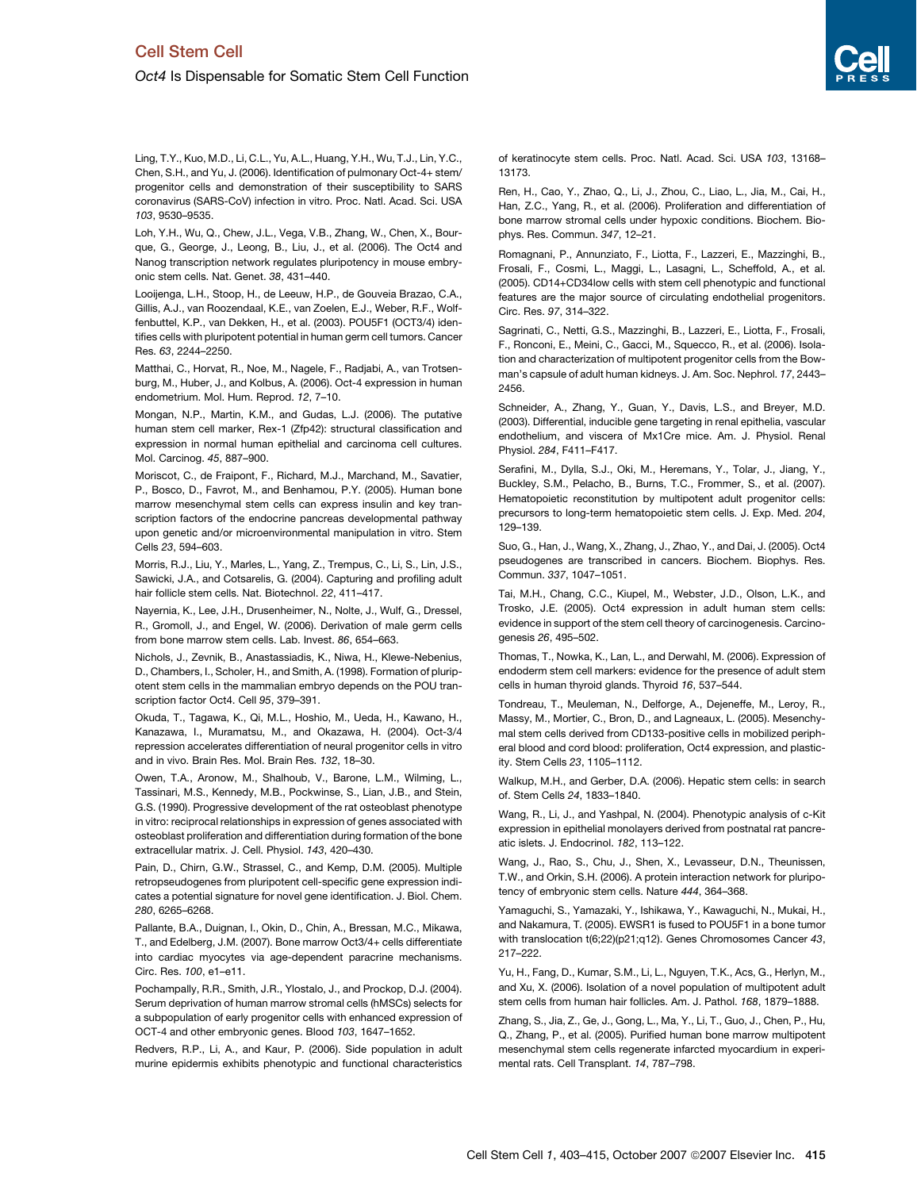Ling, T.Y., Kuo, M.D., Li, C.L., Yu, A.L., Huang, Y.H., Wu, T.J., Lin, Y.C., Chen, S.H., and Yu, J. (2006). Identification of pulmonary Oct-4+ stem/progenitor cells and demonstration of their susceptibility to SARS coronavirus (SARS-CoV) infection in vitro. Proc. Natl. Acad. Sci. USA *103*, 9530–9535.

Loh, Y.H., Wu, Q., Chew, J.L., Vega, V.B., Zhang, W., Chen, X., Bourque, G., George, J., Leong, B., Liu, J., et al. (2006). The Oct4 and Nanog transcription network regulates pluripotency in mouse embryonic stem cells. Nat. Genet. *38*, 431–440.

Looijenga, L.H., Stoop, H., de Leeuw, H.P., de Gouveia Brazao, C.A., Gillis, A.J., van Roozendaal, K.E., van Zoelen, E.J., Weber, R.F., Wolffenbuttel, K.P., van Dekken, H., et al. (2003). POU5F1 (OCT3/4) identifies cells with pluripotent potential in human germ cell tumors. Cancer Res. *63*, 2244–2250.

Matthai, C., Horvat, R., Noe, M., Nagele, F., Radjabi, A., van Trotsenburg, M., Huber, J., and Kolbus, A. (2006). Oct-4 expression in human endometrium. Mol. Hum. Reprod. *12*, 7–10.

Mongan, N.P., Martin, K.M., and Gudas, L.J. (2006). The putative human stem cell marker, Rex-1 (Zfp42): structural classification and expression in normal human epithelial and carcinoma cell cultures. Mol. Carcinog. *45*, 887–900.

Moriscot, C., de Fraipont, F., Richard, M.J., Marchand, M., Savatier, P., Bosco, D., Favrot, M., and Benhamou, P.Y. (2005). Human bone marrow mesenchymal stem cells can express insulin and key transcription factors of the endocrine pancreas developmental pathway upon genetic and/or microenvironmental manipulation in vitro. Stem Cells *23*, 594–603.

Morris, R.J., Liu, Y., Marles, L., Yang, Z., Trempus, C., Li, S., Lin, J.S., Sawicki, J.A., and Cotsarelis, G. (2004). Capturing and profiling adult hair follicle stem cells. Nat. Biotechnol. *22*, 411–417.

Nayernia, K., Lee, J.H., Drusenheimer, N., Nolte, J., Wulf, G., Dressel, R., Gromoll, J., and Engel, W. (2006). Derivation of male germ cells from bone marrow stem cells. Lab. Invest. *86*, 654–663.

Nichols, J., Zevnik, B., Anastassiadis, K., Niwa, H., Klewe-Nebenius, D., Chambers, I., Scholer, H., and Smith, A. (1998). Formation of pluripotent stem cells in the mammalian embryo depends on the POU transcription factor Oct4. Cell *95*, 379–391.

Okuda, T., Tagawa, K., Qi, M.L., Hoshio, M., Ueda, H., Kawano, H., Kanazawa, I., Muramatsu, M., and Okazawa, H. (2004). Oct-3/4 repression accelerates differentiation of neural progenitor cells in vitro and in vivo. Brain Res. Mol. Brain Res. *132*, 18–30.

Owen, T.A., Aronow, M., Shalhoub, V., Barone, L.M., Wilming, L., Tassinari, M.S., Kennedy, M.B., Pockwinse, S., Lian, J.B., and Stein, G.S. (1990). Progressive development of the rat osteoblast phenotype in vitro: reciprocal relationships in expression of genes associated with osteoblast proliferation and differentiation during formation of the bone extracellular matrix. J. Cell. Physiol. *143*, 420–430.

Pain, D., Chirn, G.W., Strassel, C., and Kemp, D.M. (2005). Multiple retropseudogenes from pluripotent cell-specific gene expression indicates a potential signature for novel gene identification. J. Biol. Chem. *280*, 6265–6268.

Pallante, B.A., Duignan, I., Okin, D., Chin, A., Bressan, M.C., Mikawa, T., and Edelberg, J.M. (2007). Bone marrow Oct3/4+ cells differentiate into cardiac myocytes via age-dependent paracrine mechanisms. Circ. Res. *100*, e1–e11.

Pochampally, R.R., Smith, J.R., Ylostalo, J., and Prockop, D.J. (2004). Serum deprivation of human marrow stromal cells (hMSCs) selects for a subpopulation of early progenitor cells with enhanced expression of OCT-4 and other embryonic genes. Blood *103*, 1647–1652.

Redvers, R.P., Li, A., and Kaur, P. (2006). Side population in adult murine epidermis exhibits phenotypic and functional characteristics of keratinocyte stem cells. Proc. Natl. Acad. Sci. USA *103*, 13168–13173.

Ren, H., Cao, Y., Zhao, Q., Li, J., Zhou, C., Liao, L., Jia, M., Cai, H., Han, Z.C., Yang, R., et al. (2006). Proliferation and differentiation of bone marrow stromal cells under hypoxic conditions. Biochem. Biophys. Res. Commun. *347*, 12–21.

Romagnani, P., Annunziato, F., Liotta, F., Lazzeri, E., Mazzinghi, B., Frosali, F., Cosmi, L., Maggi, L., Lasagni, L., Scheffold, A., et al. (2005). CD14+CD34low cells with stem cell phenotypic and functional features are the major source of circulating endothelial progenitors. Circ. Res. *97*, 314–322.

Sagrinati, C., Netti, G.S., Mazzinghi, B., Lazzeri, E., Liotta, F., Frosali, F., Ronconi, E., Meini, C., Gacci, M., Squecco, R., et al. (2006). Isolation and characterization of multipotent progenitor cells from the Bowman's capsule of adult human kidneys. J. Am. Soc. Nephrol. *17*, 2443–2456.

Schneider, A., Zhang, Y., Guan, Y., Davis, L.S., and Breyer, M.D. (2003). Differential, inducible gene targeting in renal epithelia, vascular endothelium, and viscera of Mx1Cre mice. Am. J. Physiol. Renal Physiol. *284*, F411–F417.

Serafini, M., Dylla, S.J., Oki, M., Heremans, Y., Tolar, J., Jiang, Y., Buckley, S.M., Pelacho, B., Burns, T.C., Frommer, S., et al. (2007). Hematopoietic reconstitution by multipotent adult progenitor cells: precursors to long-term hematopoietic stem cells. J. Exp. Med. *204*, 129–139.

Suo, G., Han, J., Wang, X., Zhang, J., Zhao, Y., and Dai, J. (2005). Oct4 pseudogenes are transcribed in cancers. Biochem. Biophys. Res. Commun. *337*, 1047–1051.

Tai, M.H., Chang, C.C., Kiupel, M., Webster, J.D., Olson, L.K., and Trosko, J.E. (2005). Oct4 expression in adult human stem cells: evidence in support of the stem cell theory of carcinogenesis. Carcinogenesis *26*, 495–502.

Thomas, T., Nowka, K., Lan, L., and Derwahl, M. (2006). Expression of endoderm stem cell markers: evidence for the presence of adult stem cells in human thyroid glands. Thyroid *16*, 537–544.

Tondreau, T., Meuleman, N., Delforge, A., Dejeneffe, M., Leroy, R., Massy, M., Mortier, C., Bron, D., and Lagneaux, L. (2005). Mesenchymal stem cells derived from CD133-positive cells in mobilized peripheral blood and cord blood: proliferation, Oct4 expression, and plasticity. Stem Cells *23*, 1105–1112.

Walkup, M.H., and Gerber, D.A. (2006). Hepatic stem cells: in search of. Stem Cells *24*, 1833–1840.

Wang, R., Li, J., and Yashpal, N. (2004). Phenotypic analysis of c-Kit expression in epithelial monolayers derived from postnatal rat pancreatic islets. J. Endocrinol. *182*, 113–122.

Wang, J., Rao, S., Chu, J., Shen, X., Levasseur, D.N., Theunissen, T.W., and Orkin, S.H. (2006). A protein interaction network for pluripotency of embryonic stem cells. Nature *444*, 364–368.

Yamaguchi, S., Yamazaki, Y., Ishikawa, Y., Kawaguchi, N., Mukai, H., and Nakamura, T. (2005). EWSR1 is fused to POU5F1 in a bone tumor with translocation t(6;22)(p21;q12). Genes Chromosomes Cancer *43*, 217–222.

Yu, H., Fang, D., Kumar, S.M., Li, L., Nguyen, T.K., Acs, G., Herlyn, M., and Xu, X. (2006). Isolation of a novel population of multipotent adult stem cells from human hair follicles. Am. J. Pathol. *168*, 1879–1888.

Zhang, S., Jia, Z., Ge, J., Gong, L., Ma, Y., Li, T., Guo, J., Chen, P., Hu, Q., Zhang, P., et al. (2005). Purified human bone marrow multipotent mesenchymal stem cells regenerate infarcted myocardium in experimental rats. Cell Transplant. *14*, 787–798.